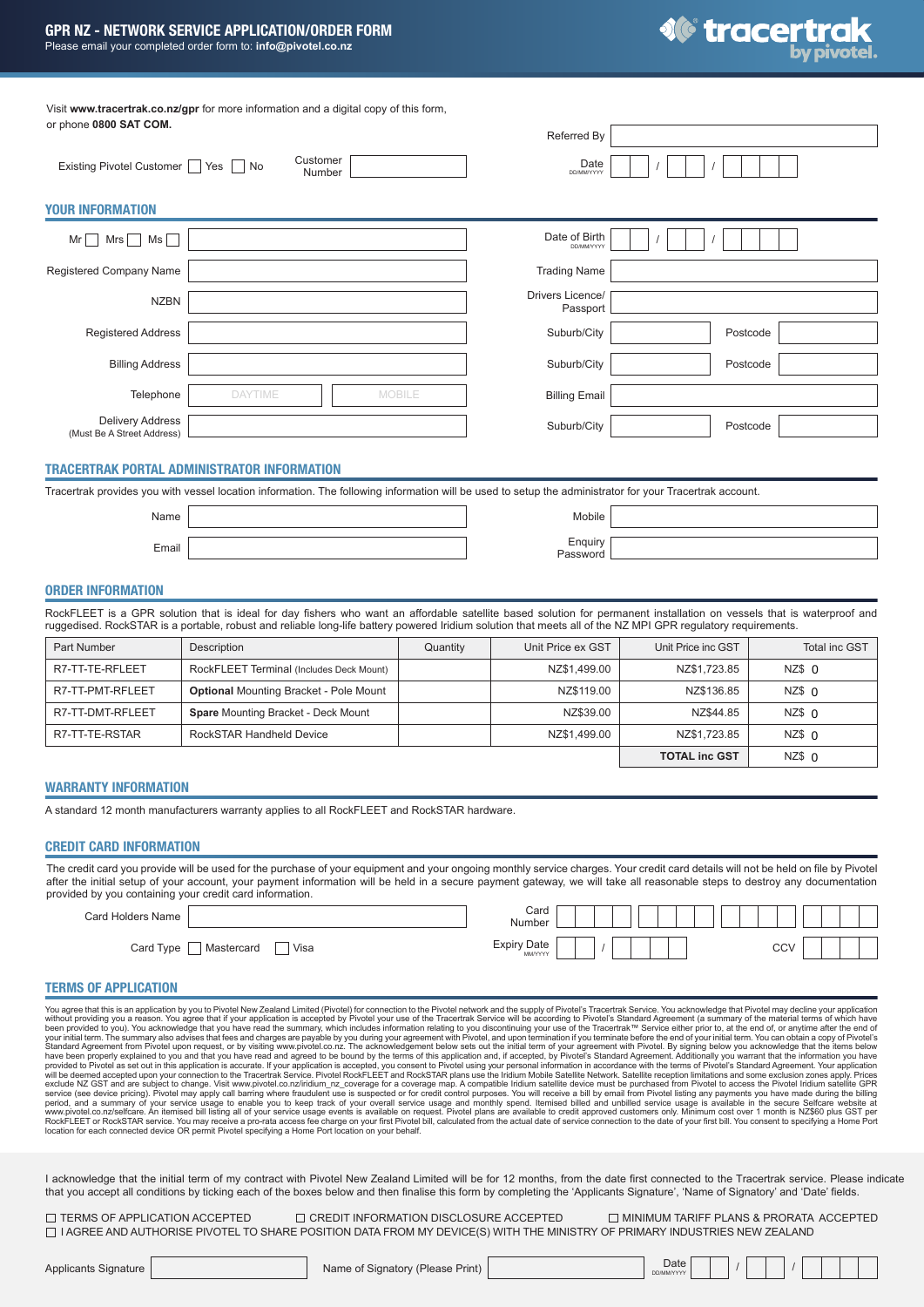# GPR NZ - NETWORK SERVICE APPLICATION/ORDER FORM

Please email your completed order form to: **info@pivotel.co.nz**

tracertrak by pivotel.

Visit **www.tracertrak.co.nz/gpr** for more information and a digital copy of this form, or phone **0800 SAT COM.**

Referred By

Existing Pivotel Customer ☐ Yes ☐ No Customer Number

Date DD/MM/YYYY \_\_ / \_\_ / \_\_\_\_

## YOUR INFORMATION

| | | | |
|---|---|---|---|
| Mr ☐ Mrs ☐ Ms ☐ | | Date of Birth DD/MM/YYYY | \_\_ / \_\_ / \_\_\_\_ |
| Registered Company Name | | Trading Name | |
| NZBN | | Drivers Licence/ Passport | |
| Registered Address | | Suburb/City | Postcode |
| Billing Address | | Suburb/City | Postcode |
| Telephone | DAYTIME / MOBILE | Billing Email | |
| Delivery Address (Must Be A Street Address) | | Suburb/City | Postcode |

## TRACERTRAK PORTAL ADMINISTRATOR INFORMATION

Tracertrak provides you with vessel location information. The following information will be used to setup the administrator for your Tracertrak account.

| | | | |
|---|---|---|---|
| Name | | Mobile | |
| Email | | Enquiry Password | |

## ORDER INFORMATION

RockFLEET is a GPR solution that is ideal for day fishers who want an affordable satellite based solution for permanent installation on vessels that is waterproof and ruggedised. RockSTAR is a portable, robust and reliable long-life battery powered Iridium solution that meets all of the NZ MPI GPR regulatory requirements.

| Part Number | Description | Quantity | Unit Price ex GST | Unit Price inc GST | Total inc GST |
|---|---|---|---|---|---|
| R7-TT-TE-RFLEET | RockFLEET Terminal (Includes Deck Mount) | | NZ$1,499.00 | NZ$1,723.85 | NZ$ 0 |
| R7-TT-PMT-RFLEET | **Optional** Mounting Bracket - Pole Mount | | NZ$119.00 | NZ$136.85 | NZ$ 0 |
| R7-TT-DMT-RFLEET | **Spare** Mounting Bracket - Deck Mount | | NZ$39.00 | NZ$44.85 | NZ$ 0 |
| R7-TT-TE-RSTAR | RockSTAR Handheld Device | | NZ$1,499.00 | NZ$1,723.85 | NZ$ 0 |
| | | | | **TOTAL inc GST** | NZ$ 0 |

## WARRANTY INFORMATION

A standard 12 month manufacturers warranty applies to all RockFLEET and RockSTAR hardware.

## CREDIT CARD INFORMATION

The credit card you provide will be used for the purchase of your equipment and your ongoing monthly service charges. Your credit card details will not be held on file by Pivotel after the initial setup of your account, your payment information will be held in a secure payment gateway, we will take all reasonable steps to destroy any documentation provided by you containing your credit card information.

Card Holders Name

Card Number

Card Type ☐ Mastercard ☐ Visa

Expiry Date MM/YYYY \_\_ / \_\_\_\_ CCV

## TERMS OF APPLICATION

You agree that this is an application by you to Pivotel New Zealand Limited (Pivotel) for connection to the Pivotel network and the supply of Pivotel's Tracertrak Service. You acknowledge that Pivotel may decline your application without providing you a reason. You agree that if your application is accepted by Pivotel your use of the Tracertrak Service will be according to Pivotel's Standard Agreement (a summary of the material terms of which have been provided to you). You acknowledge that you have read the summary, which includes information relating to you discontinuing your use of the Tracertrak™ Service either prior to, at the end of, or anytime after the end of your initial term. The summary also advises that fees and charges are payable by you during your agreement with Pivotel, and upon termination if you terminate before the end of your initial term. You can obtain a copy of Pivotel's Standard Agreement from Pivotel upon request, or by visiting www.pivotel.co.nz. The acknowledgement below sets out the initial term of your agreement with Pivotel. By signing below you acknowledge that the items below have been properly explained to you and that you have read and agreed to be bound by the terms of this application and, if accepted, by Pivotel's Standard Agreement. Additionally you warrant that the information you have provided to Pivotel as set out in this application is accurate. If your application is accepted, you consent to Pivotel using your personal information in accordance with the terms of Pivotel's Standard Agreement. Your application will be deemed accepted upon your connection to the Tracertrak Service. Pivotel RockFLEET and RockSTAR plans use the Iridium Mobile Satellite Network. Satellite reception limitations and some exclusion zones apply. Prices exclude NZ GST and are subject to change. Visit www.pivotel.co.nz/iridium_nz_coverage for a coverage map. A compatible Iridium satellite device must be purchased from Pivotel to access the Pivotel Iridium satellite GPR service (see device pricing). Pivotel may apply call barring where fraudulent use is suspected or for credit control purposes. You will receive a bill by email from Pivotel listing any payments you have made during the billing period, and a summary of your service usage to enable you to keep track of your overall service usage and monthly spend. Itemised billed and unbilled service usage is available in the secure Selfcare website at www.pivotel.co.nz/selfcare. An itemised bill listing all of your service usage events is available on request. Pivotel plans are available to credit approved customers only. Minimum cost over 1 month is NZ$60 plus GST per RockFLEET or RockSTAR service. You may receive a pro-rata access fee charge on your first Pivotel bill, calculated from the actual date of service connection to the date of your first bill. You consent to specifying a Home Port location for each connected device OR permit Pivotel specifying a Home Port location on your behalf.

I acknowledge that the initial term of my contract with Pivotel New Zealand Limited will be for 12 months, from the date first connected to the Tracertrak service. Please indicate that you accept all conditions by ticking each of the boxes below and then finalise this form by completing the 'Applicants Signature', 'Name of Signatory' and 'Date' fields.

☐ TERMS OF APPLICATION ACCEPTED ☐ CREDIT INFORMATION DISCLOSURE ACCEPTED ☐ MINIMUM TARIFF PLANS & PRORATA ACCEPTED

☐ I AGREE AND AUTHORISE PIVOTEL TO SHARE POSITION DATA FROM MY DEVICE(S) WITH THE MINISTRY OF PRIMARY INDUSTRIES NEW ZEALAND

Applicants Signature

Name of Signatory (Please Print)

Date DD/MM/YYYY \_\_ / \_\_ / \_\_\_\_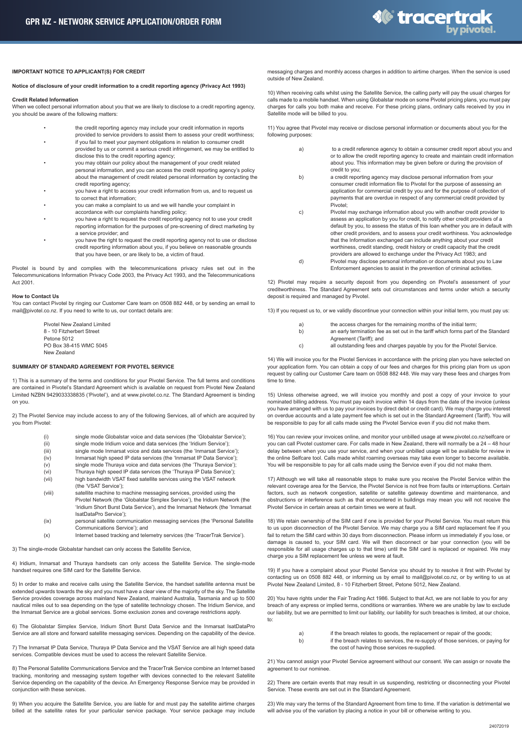## GPR NZ - NETWORK SERVICE APPLICATION/ORDER FORM

### IMPORTANT NOTICE TO APPLICANT(S) FOR CREDIT

**Notice of disclosure of your credit information to a credit reporting agency (Privacy Act 1993)**

**Credit Related Information**

When we collect personal information about you that we are likely to disclose to a credit reporting agency, you should be aware of the following matters:

- the credit reporting agency may include your credit information in reports provided to service providers to assist them to assess your credit worthiness;
- if you fail to meet your payment obligations in relation to consumer credit provided by us or commit a serious credit infringement, we may be entitled to disclose this to the credit reporting agency;
- you may obtain our policy about the management of your credit related personal information, and you can access the credit reporting agency's policy about the management of credit related personal information by contacting the credit reporting agency;
- you have a right to access your credit information from us, and to request us to correct that information;
- you can make a complaint to us and we will handle your complaint in accordance with our complaints handling policy;
- you have a right to request the credit reporting agency not to use your credit reporting information for the purposes of pre-screening of direct marketing by a service provider; and
- you have the right to request the credit reporting agency not to use or disclose credit reporting information about you, if you believe on reasonable grounds that you have been, or are likely to be, a victim of fraud.

Pivotel is bound by and complies with the telecommunications privacy rules set out in the Telecommunications Information Privacy Code 2003, the Privacy Act 1993, and the Telecommunications Act 2001.

**How to Contact Us**

You can contact Pivotel by ringing our Customer Care team on 0508 882 448, or by sending an email to mail@pivotel.co.nz. If you need to write to us, our contact details are:

Pivotel New Zealand Limited
8 - 10 Fitzherbert Street
Petone 5012
PO Box 38-415 WMC 5045
New Zealand

### SUMMARY OF STANDARD AGREEMENT FOR PIVOTEL SERVICE

1) This is a summary of the terms and conditions for your Pivotel Service. The full terms and conditions are contained in Pivotel's Standard Agreement which is available on request from Pivotel New Zealand Limited NZBN 9429033338835 ('Pivotel'), and at www.pivotel.co.nz. The Standard Agreement is binding on you.

2) The Pivotel Service may include access to any of the following Services, all of which are acquired by you from Pivotel:

(i) single mode Globalstar voice and data services (the 'Globalstar Service');
(ii) single mode Iridium voice and data services (the 'Iridium Service');
(iii) single mode Inmarsat voice and data services (the 'Inmarsat Service');
(iv) Inmarsat high speed IP data services (the 'Inmarsat IP Data Service');
(v) single mode Thuraya voice and data services (the 'Thuraya Service');
(vi) Thuraya high speed IP data services (the 'Thuraya IP Data Service');
(vii) high bandwidth VSAT fixed satellite services using the VSAT network (the 'VSAT Service');
(viii) satellite machine to machine messaging services, provided using the Pivotel Network (the 'Globalstar Simplex Service'), the Iridium Network (the 'Iridium Short Burst Data Service'), and the Inmarsat Network (the 'Inmarsat IsatDataPro Service');
(ix) personal satellite communication messaging services (the 'Personal Satellite Communications Service'); and
(x) Internet based tracking and telemetry services (the 'TracerTrak Service').

3) The single-mode Globalstar handset can only access the Satellite Service,

4) Iridium, Inmarsat and Thuraya handsets can only access the Satellite Service. The single-mode handset requires one SIM card for the Satellite Service.

5) In order to make and receive calls using the Satellite Service, the handset satellite antenna must be extended upwards towards the sky and you must have a clear view of the majority of the sky. The Satellite Service provides coverage across mainland New Zealand, mainland Australia, Tasmania and up to 500 nautical miles out to sea depending on the type of satellite technology chosen. The Iridium Service, and the Inmarsat Service are a global services. Some exclusion zones and coverage restrictions apply.

6) The Globalstar Simplex Service, Iridium Short Burst Data Service and the Inmarsat IsatDataPro Service are all store and forward satellite messaging services. Depending on the capability of the device.

7) The Inmarsat IP Data Service, Thuraya IP Data Service and the VSAT Service are all high speed data services. Compatible devices must be used to access the relevant Satellite Service.

8) The Personal Satellite Communications Service and the TracerTrak Service combine an Internet based tracking, monitoring and messaging system together with devices connected to the relevant Satellite Service depending on the capability of the device. An Emergency Response Service may be provided in conjunction with these services.

9) When you acquire the Satellite Service, you are liable for and must pay the satellite airtime charges billed at the satellite rates for your particular service package. Your service package may include messaging charges and monthly access charges in addition to airtime charges. When the service is used outside of New Zealand.

10) When receiving calls whilst using the Satellite Service, the calling party will pay the usual charges for calls made to a mobile handset. When using Globalstar mode on some Pivotel pricing plans, you must pay charges for calls you both make and receive. For these pricing plans, ordinary calls received by you in Satellite mode will be billed to you.

11) You agree that Pivotel may receive or disclose personal information or documents about you for the following purposes:

a) to a credit reference agency to obtain a consumer credit report about you and or to allow the credit reporting agency to create and maintain credit information about you. This information may be given before or during the provision of credit to you;
b) a credit reporting agency may disclose personal information from your consumer credit information file to Pivotel for the purpose of assessing an application for commercial credit by you and for the purpose of collection of payments that are overdue in respect of any commercial credit provided by Pivotel;
c) Pivotel may exchange information about you with another credit provider to assess an application by you for credit, to notify other credit providers of a default by you, to assess the status of this loan whether you are in default with other credit providers, and to assess your credit worthiness. You acknowledge that the Information exchanged can include anything about your credit worthiness, credit standing, credit history or credit capacity that the credit providers are allowed to exchange under the Privacy Act 1983; and
d) Pivotel may disclose personal information or documents about you to Law Enforcement agencies to assist in the prevention of criminal activities.

12) Pivotel may require a security deposit from you depending on Pivotel's assessment of your creditworthiness. The Standard Agreement sets out circumstances and terms under which a security deposit is required and managed by Pivotel.

13) If you request us to, or we validly discontinue your connection within your initial term, you must pay us:

a) the access charges for the remaining months of the initial term;
b) an early termination fee as set out in the tariff which forms part of the Standard Agreement (Tariff); and
c) all outstanding fees and charges payable by you for the Pivotel Service.

14) We will invoice you for the Pivotel Services in accordance with the pricing plan you have selected on your application form. You can obtain a copy of our fees and charges for this pricing plan from us upon request by calling our Customer Care team on 0508 882 448. We may vary these fees and charges from time to time.

15) Unless otherwise agreed, we will invoice you monthly and post a copy of your invoice to your nominated billing address. You must pay each invoice within 14 days from the date of the invoice (unless you have arranged with us to pay your invoices by direct debit or credit card). We may charge you interest on overdue accounts and a late payment fee which is set out in the Standard Agreement (Tariff). You will be responsible to pay for all calls made using the Pivotel Service even if you did not make them.

16) You can review your invoices online, and monitor your unbilled usage at www.pivotel.co.nz/selfcare or you can call Pivotel customer care. For calls made in New Zealand, there will normally be a 24 – 48 hour delay between when you use your service, and when your unbilled usage will be available for review in the online Selfcare tool. Calls made whilst roaming overseas may take even longer to become available. You will be responsible to pay for all calls made using the Service even if you did not make them.

17) Although we will take all reasonable steps to make sure you receive the Pivotel Service within the relevant coverage area for the Service, the Pivotel Service is not free from faults or interruptions. Certain factors, such as network congestion, satellite or satellite gateway downtime and maintenance, and obstructions or interference such as that encountered in buildings may mean you will not receive the Pivotel Service in certain areas at certain times we were at fault.

18) We retain ownership of the SIM card if one is provided for your Pivotel Service. You must return this to us upon disconnection of the Pivotel Service. We may charge you a SIM card replacement fee if you fail to return the SIM card within 30 days from disconnection. Please inform us immediately if you lose, or damage is caused to, your SIM card. We will then disconnect or bar your connection (you will be responsible for all usage charges up to that time) until the SIM card is replaced or repaired. We may charge you a SIM replacement fee unless we were at fault.

19) If you have a complaint about your Pivotel Service you should try to resolve it first with Pivotel by contacting us on 0508 882 448, or informing us by email to mail@pivotel.co.nz, or by writing to us at Pivotel New Zealand Limited, 8 - 10 Fitzherbert Street, Petone 5012, New Zealand.

20) You have rights under the Fair Trading Act 1986. Subject to that Act, we are not liable to you for any breach of any express or implied terms, conditions or warranties. Where we are unable by law to exclude our liability, but we are permitted to limit our liability, our liability for such breaches is limited, at our choice, to:

a) if the breach relates to goods, the replacement or repair of the goods;
b) if the breach relates to services, the re-supply of those services, or paying for the cost of having those services re-supplied.

21) You cannot assign your Pivotel Service agreement without our consent. We can assign or novate the agreement to our nominee.

22) There are certain events that may result in us suspending, restricting or disconnecting your Pivotel Service. These events are set out in the Standard Agreement.

23) We may vary the terms of the Standard Agreement from time to time. If the variation is detrimental we will advise you of the variation by placing a notice in your bill or otherwise writing to you.

24072019